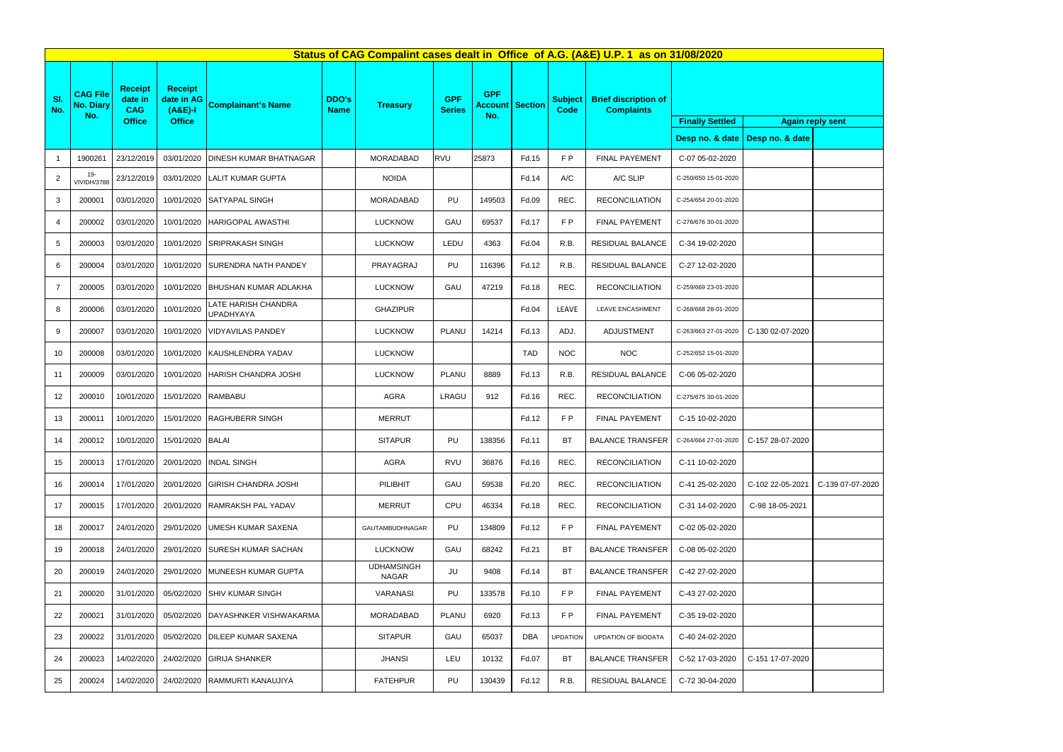# Status of CAG Compalint cases dealt in Office of A.G. (A&E) U.P. 1 as on 31/08/2020

| Sl. No. | CAG File No. Diary No. | Receipt date in CAG Office | Receipt date in AG (A&E)-I Office | Complainant's Name | DDO's Name | Treasury | GPF Series | GPF Account No. | Section | Subject Code | Brief discription of Complaints | Finally Settled | Again reply sent | |
|---|---|---|---|---|---|---|---|---|---|---|---|---|---|---|
| | | | | | | | | | | | | Desp no. & date | Desp no. & date | |
| 1 | 1900261 | 23/12/2019 | 03/01/2020 | DINESH KUMAR BHATNAGAR | | MORADABAD | RVU | 25873 | Fd.15 | F P | FINAL PAYEMENT | C-07 05-02-2020 | | |
| 2 | 19-VIVIDH/3788 | 23/12/2019 | 03/01/2020 | LALIT KUMAR GUPTA | | NOIDA | | | Fd.14 | A/C | A/C SLIP | C-250/650 15-01-2020 | | |
| 3 | 200001 | 03/01/2020 | 10/01/2020 | SATYAPAL SINGH | | MORADABAD | PU | 149503 | Fd.09 | REC. | RECONCILIATION | C-254/654 20-01-2020 | | |
| 4 | 200002 | 03/01/2020 | 10/01/2020 | HARIGOPAL AWASTHI | | LUCKNOW | GAU | 69537 | Fd.17 | F P | FINAL PAYEMENT | C-276/676 30-01-2020 | | |
| 5 | 200003 | 03/01/2020 | 10/01/2020 | SRIPRAKASH SINGH | | LUCKNOW | LEDU | 4363 | Fd.04 | R.B. | RESIDUAL BALANCE | C-34 19-02-2020 | | |
| 6 | 200004 | 03/01/2020 | 10/01/2020 | SURENDRA NATH PANDEY | | PRAYAGRAJ | PU | 116396 | Fd.12 | R.B. | RESIDUAL BALANCE | C-27 12-02-2020 | | |
| 7 | 200005 | 03/01/2020 | 10/01/2020 | BHUSHAN KUMAR ADLAKHA | | LUCKNOW | GAU | 47219 | Fd.18 | REC. | RECONCILIATION | C-259/669 23-01-2020 | | |
| 8 | 200006 | 03/01/2020 | 10/01/2020 | LATE HARISH CHANDRA UPADHYAYA | | GHAZIPUR | | | Fd.04 | LEAVE | LEAVE ENCASHMENT | C-268/668 28-01-2020 | | |
| 9 | 200007 | 03/01/2020 | 10/01/2020 | VIDYAVILAS PANDEY | | LUCKNOW | PLANU | 14214 | Fd.13 | ADJ. | ADJUSTMENT | C-263/663 27-01-2020 | C-130 02-07-2020 | |
| 10 | 200008 | 03/01/2020 | 10/01/2020 | KAUSHLENDRA YADAV | | LUCKNOW | | | TAD | NOC | NOC | C-252/652 15-01-2020 | | |
| 11 | 200009 | 03/01/2020 | 10/01/2020 | HARISH CHANDRA JOSHI | | LUCKNOW | PLANU | 8889 | Fd.13 | R.B. | RESIDUAL BALANCE | C-06 05-02-2020 | | |
| 12 | 200010 | 10/01/2020 | 15/01/2020 | RAMBABU | | AGRA | LRAGU | 912 | Fd.16 | REC. | RECONCILIATION | C-275/675 30-01-2020 | | |
| 13 | 200011 | 10/01/2020 | 15/01/2020 | RAGHUBERR SINGH | | MERRUT | | | Fd.12 | F P | FINAL PAYEMENT | C-15 10-02-2020 | | |
| 14 | 200012 | 10/01/2020 | 15/01/2020 | BALAI | | SITAPUR | PU | 138356 | Fd.11 | BT | BALANCE TRANSFER | C-264/664 27-01-2020 | C-157 28-07-2020 | |
| 15 | 200013 | 17/01/2020 | 20/01/2020 | INDAL SINGH | | AGRA | RVU | 36876 | Fd.16 | REC. | RECONCILIATION | C-11 10-02-2020 | | |
| 16 | 200014 | 17/01/2020 | 20/01/2020 | GIRISH CHANDRA JOSHI | | PILIBHIT | GAU | 59538 | Fd.20 | REC. | RECONCILIATION | C-41 25-02-2020 | C-102 22-05-2021 | C-139 07-07-2020 |
| 17 | 200015 | 17/01/2020 | 20/01/2020 | RAMRAKSH PAL YADAV | | MERRUT | CPU | 46334 | Fd.18 | REC. | RECONCILIATION | C-31 14-02-2020 | C-98 18-05-2021 | |
| 18 | 200017 | 24/01/2020 | 29/01/2020 | UMESH KUMAR SAXENA | | GAUTAMBUDHNAGAR | PU | 134809 | Fd.12 | F P | FINAL PAYEMENT | C-02 05-02-2020 | | |
| 19 | 200018 | 24/01/2020 | 29/01/2020 | SURESH KUMAR SACHAN | | LUCKNOW | GAU | 68242 | Fd.21 | BT | BALANCE TRANSFER | C-08 05-02-2020 | | |
| 20 | 200019 | 24/01/2020 | 29/01/2020 | MUNEESH KUMAR GUPTA | | UDHAMSINGH NAGAR | JU | 9408 | Fd.14 | BT | BALANCE TRANSFER | C-42 27-02-2020 | | |
| 21 | 200020 | 31/01/2020 | 05/02/2020 | SHIV KUMAR SINGH | | VARANASI | PU | 133578 | Fd.10 | F P | FINAL PAYEMENT | C-43 27-02-2020 | | |
| 22 | 200021 | 31/01/2020 | 05/02/2020 | DAYASHNKER VISHWAKARMA | | MORADABAD | PLANU | 6920 | Fd.13 | F P | FINAL PAYEMENT | C-35 19-02-2020 | | |
| 23 | 200022 | 31/01/2020 | 05/02/2020 | DILEEP KUMAR SAXENA | | SITAPUR | GAU | 65037 | DBA | UPDATION | UPDATION OF BIODATA | C-40 24-02-2020 | | |
| 24 | 200023 | 14/02/2020 | 24/02/2020 | GIRIJA SHANKER | | JHANSI | LEU | 10132 | Fd.07 | BT | BALANCE TRANSFER | C-52 17-03-2020 | C-151 17-07-2020 | |
| 25 | 200024 | 14/02/2020 | 24/02/2020 | RAMMURTI KANAUJIYA | | FATEHPUR | PU | 130439 | Fd.12 | R.B. | RESIDUAL BALANCE | C-72 30-04-2020 | | |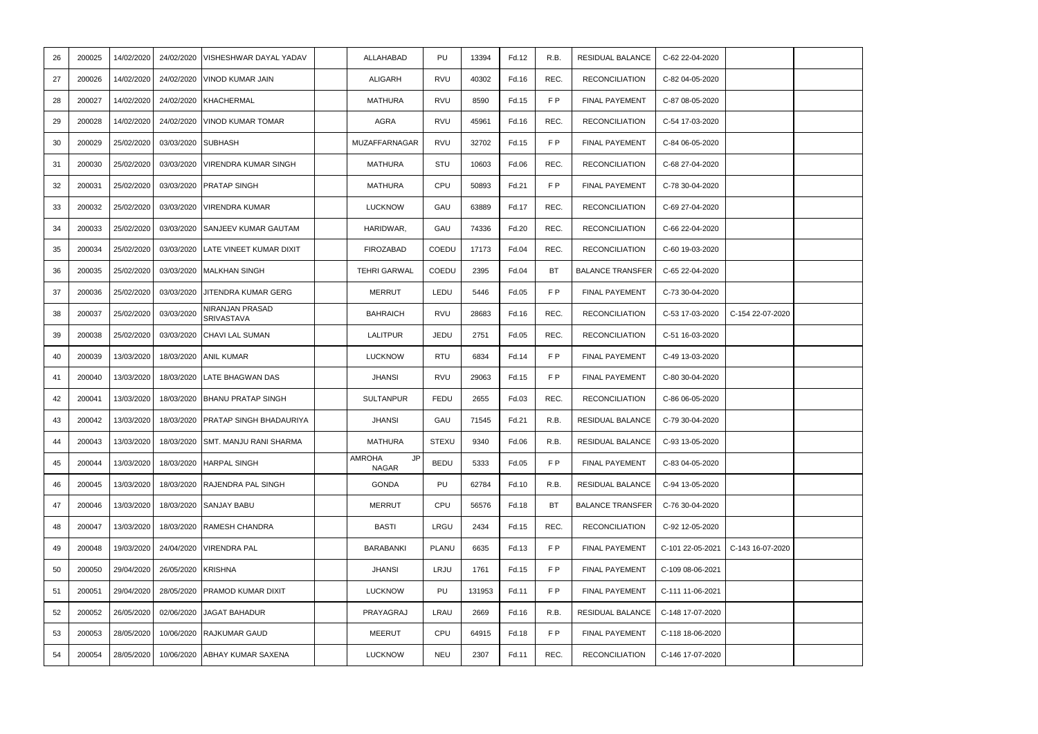| | | | | | | | | | | | | | | |
|---|---|---|---|---|---|---|---|---|---|---|---|---|---|---|
| 26 | 200025 | 14/02/2020 | 24/02/2020 | VISHESHWAR DAYAL YADAV | | ALLAHABAD | PU | 13394 | Fd.12 | R.B. | RESIDUAL BALANCE | C-62 22-04-2020 | | |
| 27 | 200026 | 14/02/2020 | 24/02/2020 | VINOD KUMAR JAIN | | ALIGARH | RVU | 40302 | Fd.16 | REC. | RECONCILIATION | C-82 04-05-2020 | | |
| 28 | 200027 | 14/02/2020 | 24/02/2020 | KHACHERMAL | | MATHURA | RVU | 8590 | Fd.15 | F P | FINAL PAYEMENT | C-87 08-05-2020 | | |
| 29 | 200028 | 14/02/2020 | 24/02/2020 | VINOD KUMAR TOMAR | | AGRA | RVU | 45961 | Fd.16 | REC. | RECONCILIATION | C-54 17-03-2020 | | |
| 30 | 200029 | 25/02/2020 | 03/03/2020 | SUBHASH | | MUZAFFARNAGAR | RVU | 32702 | Fd.15 | F P | FINAL PAYEMENT | C-84 06-05-2020 | | |
| 31 | 200030 | 25/02/2020 | 03/03/2020 | VIRENDRA KUMAR SINGH | | MATHURA | STU | 10603 | Fd.06 | REC. | RECONCILIATION | C-68 27-04-2020 | | |
| 32 | 200031 | 25/02/2020 | 03/03/2020 | PRATAP SINGH | | MATHURA | CPU | 50893 | Fd.21 | F P | FINAL PAYEMENT | C-78 30-04-2020 | | |
| 33 | 200032 | 25/02/2020 | 03/03/2020 | VIRENDRA KUMAR | | LUCKNOW | GAU | 63889 | Fd.17 | REC. | RECONCILIATION | C-69 27-04-2020 | | |
| 34 | 200033 | 25/02/2020 | 03/03/2020 | SANJEEV KUMAR GAUTAM | | HARIDWAR, | GAU | 74336 | Fd.20 | REC. | RECONCILIATION | C-66 22-04-2020 | | |
| 35 | 200034 | 25/02/2020 | 03/03/2020 | LATE VINEET KUMAR DIXIT | | FIROZABAD | COEDU | 17173 | Fd.04 | REC. | RECONCILIATION | C-60 19-03-2020 | | |
| 36 | 200035 | 25/02/2020 | 03/03/2020 | MALKHAN SINGH | | TEHRI GARWAL | COEDU | 2395 | Fd.04 | BT | BALANCE TRANSFER | C-65 22-04-2020 | | |
| 37 | 200036 | 25/02/2020 | 03/03/2020 | JITENDRA KUMAR GERG | | MERRUT | LEDU | 5446 | Fd.05 | F P | FINAL PAYEMENT | C-73 30-04-2020 | | |
| 38 | 200037 | 25/02/2020 | 03/03/2020 | NIRANJAN PRASAD SRIVASTAVA | | BAHRAICH | RVU | 28683 | Fd.16 | REC. | RECONCILIATION | C-53 17-03-2020 | C-154 22-07-2020 | |
| 39 | 200038 | 25/02/2020 | 03/03/2020 | CHAVI LAL SUMAN | | LALITPUR | JEDU | 2751 | Fd.05 | REC. | RECONCILIATION | C-51 16-03-2020 | | |
| 40 | 200039 | 13/03/2020 | 18/03/2020 | ANIL KUMAR | | LUCKNOW | RTU | 6834 | Fd.14 | F P | FINAL PAYEMENT | C-49 13-03-2020 | | |
| 41 | 200040 | 13/03/2020 | 18/03/2020 | LATE BHAGWAN DAS | | JHANSI | RVU | 29063 | Fd.15 | F P | FINAL PAYEMENT | C-80 30-04-2020 | | |
| 42 | 200041 | 13/03/2020 | 18/03/2020 | BHANU PRATAP SINGH | | SULTANPUR | FEDU | 2655 | Fd.03 | REC. | RECONCILIATION | C-86 06-05-2020 | | |
| 43 | 200042 | 13/03/2020 | 18/03/2020 | PRATAP SINGH BHADAURIYA | | JHANSI | GAU | 71545 | Fd.21 | R.B. | RESIDUAL BALANCE | C-79 30-04-2020 | | |
| 44 | 200043 | 13/03/2020 | 18/03/2020 | SMT. MANJU RANI SHARMA | | MATHURA | STEXU | 9340 | Fd.06 | R.B. | RESIDUAL BALANCE | C-93 13-05-2020 | | |
| 45 | 200044 | 13/03/2020 | 18/03/2020 | HARPAL SINGH | | AMROHA JP NAGAR | BEDU | 5333 | Fd.05 | F P | FINAL PAYEMENT | C-83 04-05-2020 | | |
| 46 | 200045 | 13/03/2020 | 18/03/2020 | RAJENDRA PAL SINGH | | GONDA | PU | 62784 | Fd.10 | R.B. | RESIDUAL BALANCE | C-94 13-05-2020 | | |
| 47 | 200046 | 13/03/2020 | 18/03/2020 | SANJAY BABU | | MERRUT | CPU | 56576 | Fd.18 | BT | BALANCE TRANSFER | C-76 30-04-2020 | | |
| 48 | 200047 | 13/03/2020 | 18/03/2020 | RAMESH CHANDRA | | BASTI | LRGU | 2434 | Fd.15 | REC. | RECONCILIATION | C-92 12-05-2020 | | |
| 49 | 200048 | 19/03/2020 | 24/04/2020 | VIRENDRA PAL | | BARABANKI | PLANU | 6635 | Fd.13 | F P | FINAL PAYEMENT | C-101 22-05-2021 | C-143 16-07-2020 | |
| 50 | 200050 | 29/04/2020 | 26/05/2020 | KRISHNA | | JHANSI | LRJU | 1761 | Fd.15 | F P | FINAL PAYEMENT | C-109 08-06-2021 | | |
| 51 | 200051 | 29/04/2020 | 28/05/2020 | PRAMOD KUMAR DIXIT | | LUCKNOW | PU | 131953 | Fd.11 | F P | FINAL PAYEMENT | C-111 11-06-2021 | | |
| 52 | 200052 | 26/05/2020 | 02/06/2020 | JAGAT BAHADUR | | PRAYAGRAJ | LRAU | 2669 | Fd.16 | R.B. | RESIDUAL BALANCE | C-148 17-07-2020 | | |
| 53 | 200053 | 28/05/2020 | 10/06/2020 | RAJKUMAR GAUD | | MEERUT | CPU | 64915 | Fd.18 | F P | FINAL PAYEMENT | C-118 18-06-2020 | | |
| 54 | 200054 | 28/05/2020 | 10/06/2020 | ABHAY KUMAR SAXENA | | LUCKNOW | NEU | 2307 | Fd.11 | REC. | RECONCILIATION | C-146 17-07-2020 | | |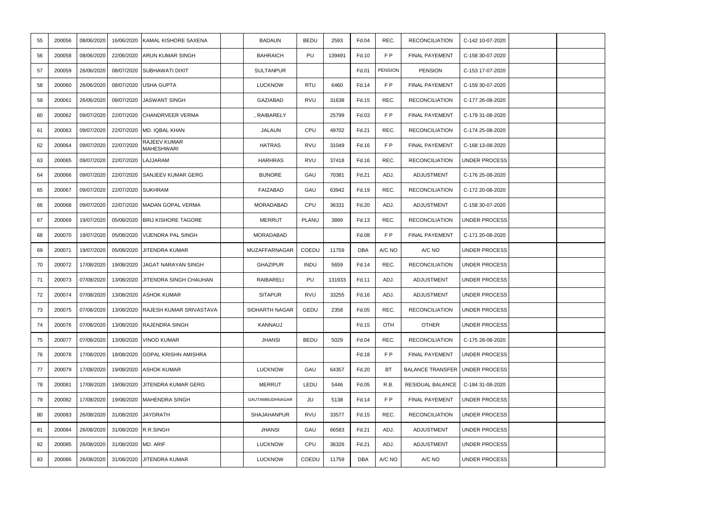| | | | | | | | | | | | | | | |
|---|---|---|---|---|---|---|---|---|---|---|---|---|---|---|
| 55 | 200056 | 08/06/2020 | 16/06/2020 | KAMAL KISHORE SAXENA | | BADAUN | BEDU | 2593 | Fd.04 | REC. | RECONCILIATION | C-142 10-07-2020 | | |
| 56 | 200058 | 08/06/2020 | 22/06/2020 | ARUN KUMAR SINGH | | BAHRAICH | PU | 139491 | Fd.10 | F P | FINAL PAYEMENT | C-158 30-07-2020 | | |
| 57 | 200059 | 26/06/2020 | 08/07/2020 | SUBHAWATI DIXIT | | SULTANPUR | | | Fd.01 | PENSION | PENSION | C-153 17-07-2020 | | |
| 58 | 200060 | 26/06/2020 | 08/07/2020 | USHA GUPTA | | LUCKNOW | RTU | 6460 | Fd.14 | F P | FINAL PAYEMENT | C-159 30-07-2020 | | |
| 59 | 200061 | 26/06/2020 | 08/07/2020 | JASWANT SINGH | | GAZIABAD | RVU | 31638 | Fd.15 | REC. | RECONCILIATION | C-177 26-08-2020 | | |
| 60 | 200062 | 09/07/2020 | 22/07/2020 | CHANDRVEER VERMA | | , RAIBARELY | | 25799 | Fd.03 | F P | FINAL PAYEMENT | C-179 31-08-2020 | | |
| 61 | 200063 | 09/07/2020 | 22/07/2020 | MD. IQBAL KHAN | | JALAUN | CPU | 49702 | Fd.21 | REC. | RECONCILIATION | C-174 25-08-2020 | | |
| 62 | 200064 | 09/07/2020 | 22/07/2020 | RAJEEV KUMAR MAHESHWARI | | HATRAS | RVU | 31049 | Fd.16 | F P | FINAL PAYEMENT | C-168 13-08-2020 | | |
| 63 | 200065 | 09/07/2020 | 22/07/2020 | LAJJARAM | | HARHRAS | RVU | 37418 | Fd.16 | REC. | RECONCILIATION | UNDER PROCESS | | |
| 64 | 200066 | 09/07/2020 | 22/07/2020 | SANJEEV KUMAR GERG | | BIJNORE | GAU | 70381 | Fd.21 | ADJ. | ADJUSTMENT | C-176 25-08-2020 | | |
| 65 | 200067 | 09/07/2020 | 22/07/2020 | SUKHRAM | | FAIZABAD | GAU | 63942 | Fd.19 | REC. | RECONCILIATION | C-172 20-08-2020 | | |
| 66 | 200068 | 09/07/2020 | 22/07/2020 | MADAN GOPAL VERMA | | MORADABAD | CPU | 36331 | Fd.20 | ADJ. | ADJUSTMENT | C-158 30-07-2020 | | |
| 67 | 200069 | 19/07/2020 | 05/08/2020 | BRIJ KISHORE TAGORE | | MERRUT | PLANU | 3899 | Fd.13 | REC. | RECONCILIATION | UNDER PROCESS | | |
| 68 | 200070 | 19/07/2020 | 05/08/2020 | VIJENDRA PAL SINGH | | MORADABAD | | | Fd.08 | F P | FINAL PAYEMENT | C-171 20-08-2020 | | |
| 69 | 200071 | 19/07/2020 | 05/08/2020 | JITENDRA KUMAR | | MUZAFFARNAGAR | COEDU | 11759 | DBA | A/C NO | A/C NO | UNDER PROCESS | | |
| 70 | 200072 | 17/08/2020 | 19/08/2020 | JAGAT NARAYAN SINGH | | GHAZIPUR | INDU | 5659 | Fd.14 | REC. | RECONCILIATION | UNDER PROCESS | | |
| 71 | 200073 | 07/08/2020 | 13/08/2020 | JITENDRA SINGH CHAUHAN | | RAIBARELI | PU | 131933 | Fd.11 | ADJ. | ADJUSTMENT | UNDER PROCESS | | |
| 72 | 200074 | 07/08/2020 | 13/08/2020 | ASHOK KUMAR | | SITAPUR | RVU | 33255 | Fd.16 | ADJ. | ADJUSTMENT | UNDER PROCESS | | |
| 73 | 200075 | 07/08/2020 | 13/08/2020 | RAJESH KUMAR SRIVASTAVA | | SIDHARTH NAGAR | GEDU | 2358 | Fd.05 | REC. | RECONCILIATION | UNDER PROCESS | | |
| 74 | 200076 | 07/08/2020 | 13/08/2020 | RAJENDRA SINGH | | KANNAUJ | | | Fd.15 | OTH | OTHER | UNDER PROCESS | | |
| 75 | 200077 | 07/08/2020 | 13/08/2020 | VINOD KUMAR | | JHANSI | BEDU | 5029 | Fd.04 | REC. | RECONCILIATION | C-175 28-08-2020 | | |
| 76 | 200078 | 17/08/2020 | 18/08/2020 | GOPAL KRISHN AMISHRA | | | | | Fd.18 | F P | FINAL PAYEMENT | UNDER PROCESS | | |
| 77 | 200079 | 17/08/2020 | 19/08/2020 | ASHOK KUMAR | | LUCKNOW | GAU | 64357 | Fd.20 | BT | BALANCE TRANSFER | UNDER PROCESS | | |
| 78 | 200081 | 17/08/2020 | 19/08/2020 | JITENDRA KUMAR GERG | | MERRUT | LEDU | 5446 | Fd.05 | R.B. | RESIDUAL BALANCE | C-184 31-08-2020 | | |
| 79 | 200082 | 17/08/2020 | 19/08/2020 | MAHENDRA SINGH | | GAUTAMBUDHNAGAR | JU | 5138 | Fd.14 | F P | FINAL PAYEMENT | UNDER PROCESS | | |
| 80 | 200083 | 26/08/2020 | 31/08/2020 | JAYDRATH | | SHAJAHANPUR | RVU | 33577 | Fd.15 | REC. | RECONCILIATION | UNDER PROCESS | | |
| 81 | 200084 | 26/08/2020 | 31/08/2020 | R.R.SINGH | | JHANSI | GAU | 66583 | Fd.21 | ADJ. | ADJUSTMENT | UNDER PROCESS | | |
| 82 | 200085 | 26/08/2020 | 31/08/2020 | MD. ARIF | | LUCKNOW | CPU | 36326 | Fd.21 | ADJ. | ADJUSTMENT | UNDER PROCESS | | |
| 83 | 200086 | 26/08/2020 | 31/08/2020 | JITENDRA KUMAR | | LUCKNOW | COEDU | 11759 | DBA | A/C NO | A/C NO | UNDER PROCESS | | |